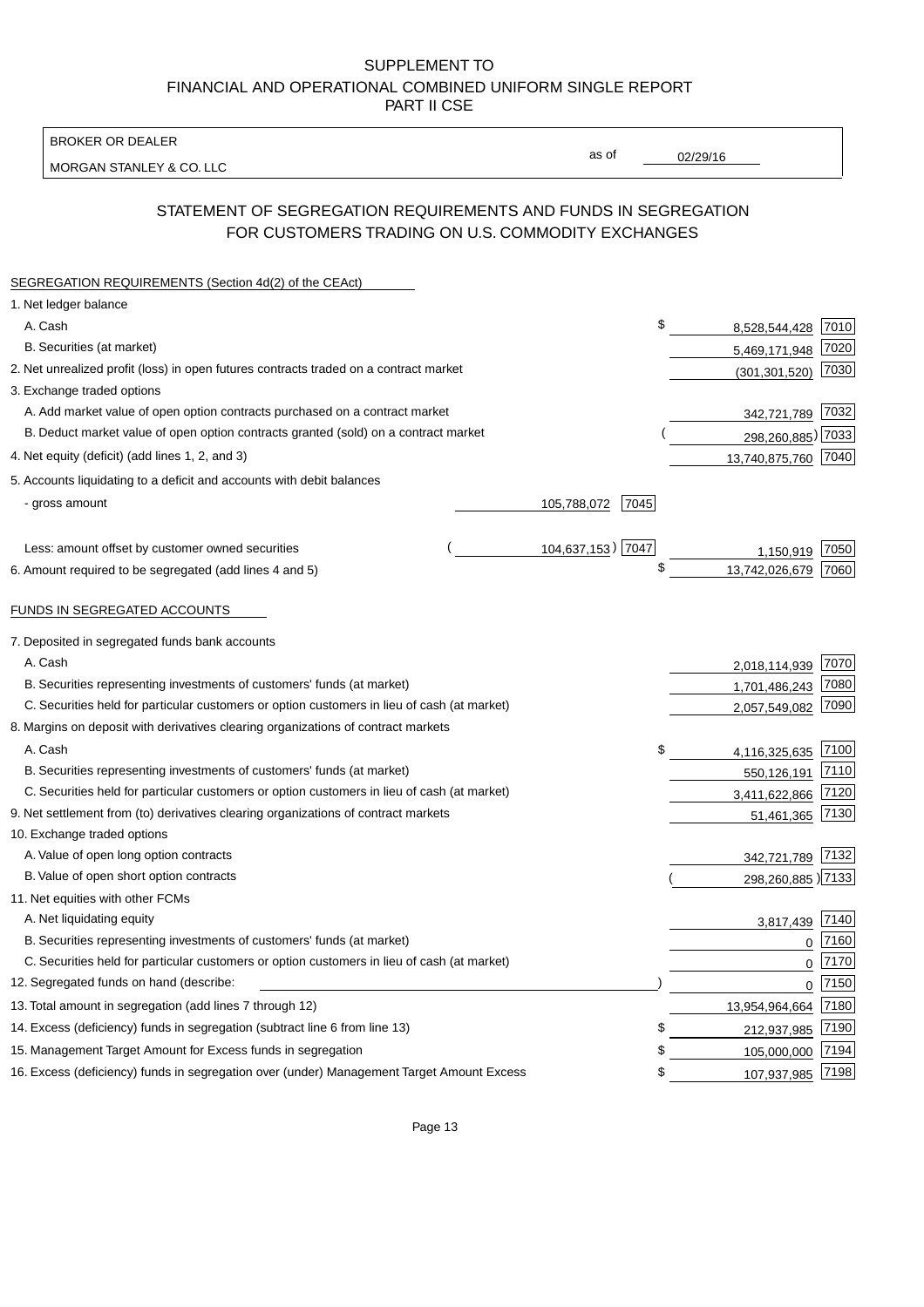SUPPLEMENT TO
FINANCIAL AND OPERATIONAL COMBINED UNIFORM SINGLE REPORT
PART II CSE

BROKER OR DEALER
MORGAN STANLEY & CO. LLC

as of 02/29/16

## STATEMENT OF SEGREGATION REQUIREMENTS AND FUNDS IN SEGREGATION FOR CUSTOMERS TRADING ON U.S. COMMODITY EXCHANGES

| | | | | |
|---|---|---|---|---|
| **SEGREGATION REQUIREMENTS (Section 4d(2) of the CEAct)** | | | | |
| 1. Net ledger balance | | | | |
| A. Cash | | | $ 8,528,544,428 | 7010 |
| B. Securities (at market) | | | 5,469,171,948 | 7020 |
| 2. Net unrealized profit (loss) in open futures contracts traded on a contract market | | | (301,301,520) | 7030 |
| 3. Exchange traded options | | | | |
| A. Add market value of open option contracts purchased on a contract market | | | 342,721,789 | 7032 |
| B. Deduct market value of open option contracts granted (sold) on a contract market | | | (298,260,885) | 7033 |
| 4. Net equity (deficit) (add lines 1, 2, and 3) | | | 13,740,875,760 | 7040 |
| 5. Accounts liquidating to a deficit and accounts with debit balances | | | | |
| - gross amount | 105,788,072 | 7045 | | |
| Less: amount offset by customer owned securities | (104,637,153) | 7047 | 1,150,919 | 7050 |
| 6. Amount required to be segregated (add lines 4 and 5) | | | $ 13,742,026,679 | 7060 |
| **FUNDS IN SEGREGATED ACCOUNTS** | | | | |
| 7. Deposited in segregated funds bank accounts | | | | |
| A. Cash | | | 2,018,114,939 | 7070 |
| B. Securities representing investments of customers' funds (at market) | | | 1,701,486,243 | 7080 |
| C. Securities held for particular customers or option customers in lieu of cash (at market) | | | 2,057,549,082 | 7090 |
| 8. Margins on deposit with derivatives clearing organizations of contract markets | | | | |
| A. Cash | | | $ 4,116,325,635 | 7100 |
| B. Securities representing investments of customers' funds (at market) | | | 550,126,191 | 7110 |
| C. Securities held for particular customers or option customers in lieu of cash (at market) | | | 3,411,622,866 | 7120 |
| 9. Net settlement from (to) derivatives clearing organizations of contract markets | | | 51,461,365 | 7130 |
| 10. Exchange traded options | | | | |
| A. Value of open long option contracts | | | 342,721,789 | 7132 |
| B. Value of open short option contracts | | | (298,260,885) | 7133 |
| 11. Net equities with other FCMs | | | | |
| A. Net liquidating equity | | | 3,817,439 | 7140 |
| B. Securities representing investments of customers' funds (at market) | | | 0 | 7160 |
| C. Securities held for particular customers or option customers in lieu of cash (at market) | | | 0 | 7170 |
| 12. Segregated funds on hand (describe: ) | | | 0 | 7150 |
| 13. Total amount in segregation (add lines 7 through 12) | | | 13,954,964,664 | 7180 |
| 14. Excess (deficiency) funds in segregation (subtract line 6 from line 13) | | | $ 212,937,985 | 7190 |
| 15. Management Target Amount for Excess funds in segregation | | | $ 105,000,000 | 7194 |
| 16. Excess (deficiency) funds in segregation over (under) Management Target Amount Excess | | | $ 107,937,985 | 7198 |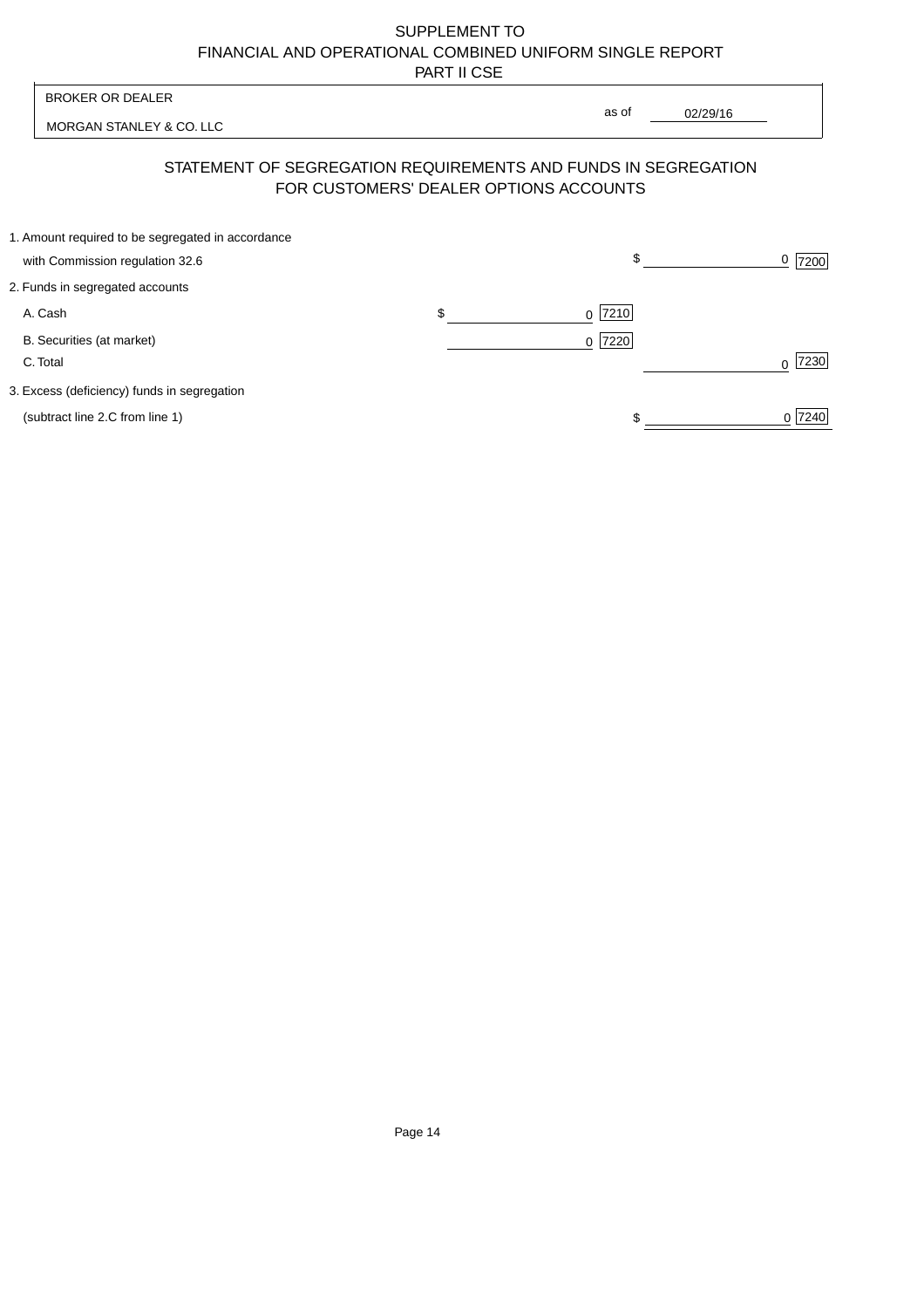SUPPLEMENT TO
FINANCIAL AND OPERATIONAL COMBINED UNIFORM SINGLE REPORT
PART II CSE

| BROKER OR DEALER | |
| --- | --- |
| MORGAN STANLEY & CO. LLC | as of 02/29/16 |

## STATEMENT OF SEGREGATION REQUIREMENTS AND FUNDS IN SEGREGATION FOR CUSTOMERS' DEALER OPTIONS ACCOUNTS

| | | |
| --- | --- | --- |
| 1. Amount required to be segregated in accordance with Commission regulation 32.6 | | $ 0 [7200] |
| 2. Funds in segregated accounts | | |
| A. Cash | $ 0 [7210] | |
| B. Securities (at market) | 0 [7220] | |
| C. Total | | 0 [7230] |
| 3. Excess (deficiency) funds in segregation (subtract line 2.C from line 1) | | $ 0 [7240] |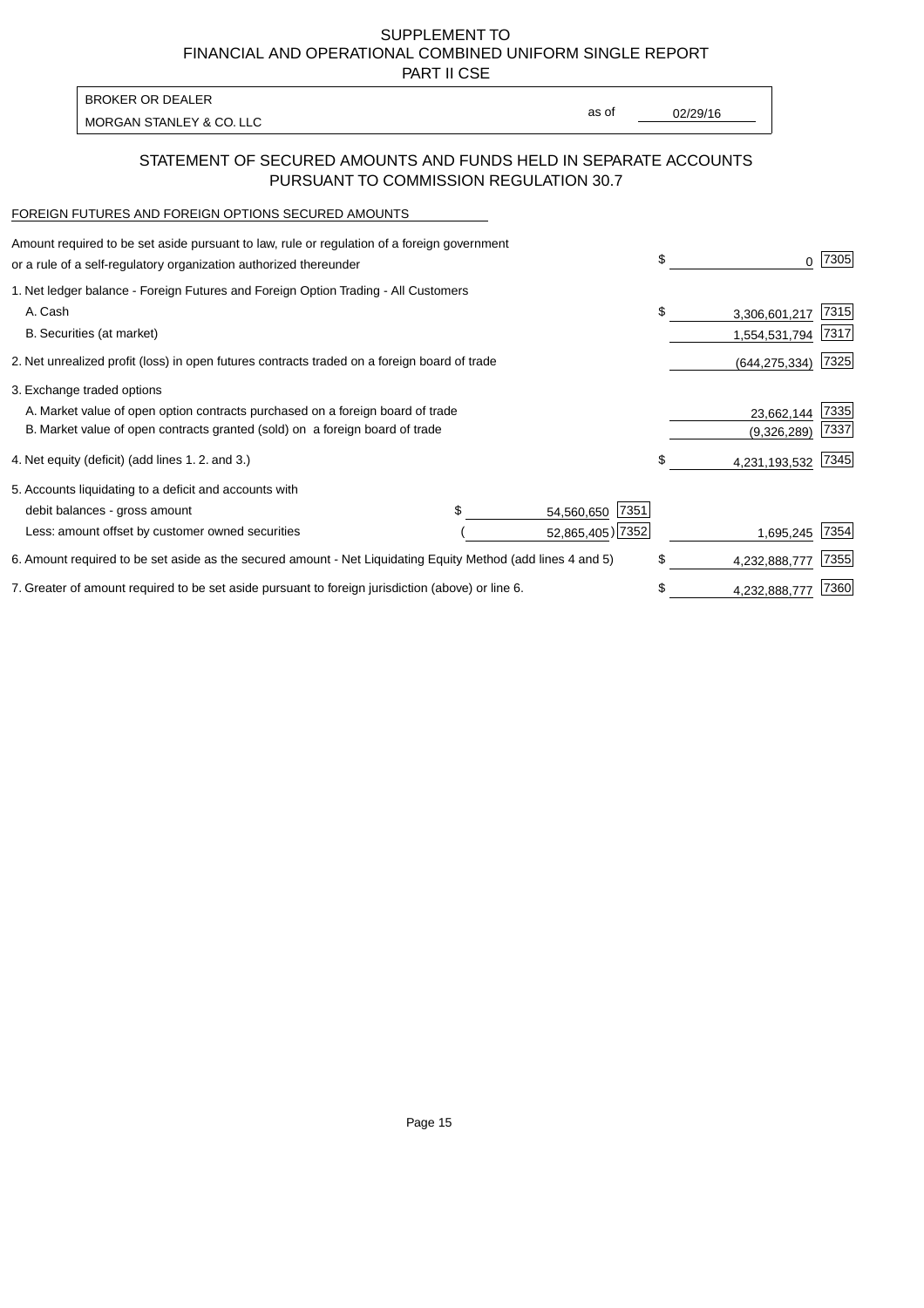SUPPLEMENT TO
FINANCIAL AND OPERATIONAL COMBINED UNIFORM SINGLE REPORT
PART II CSE

BROKER OR DEALER
MORGAN STANLEY & CO. LLC

as of 02/29/16

## STATEMENT OF SECURED AMOUNTS AND FUNDS HELD IN SEPARATE ACCOUNTS PURSUANT TO COMMISSION REGULATION 30.7

FOREIGN FUTURES AND FOREIGN OPTIONS SECURED AMOUNTS

| | | | | |
|---|---|---|---|---|
| Amount required to be set aside pursuant to law, rule or regulation of a foreign government or a rule of a self-regulatory organization authorized thereunder | | | $ 0 | 7305 |
| 1. Net ledger balance - Foreign Futures and Foreign Option Trading - All Customers | | | | |
| A. Cash | | | $ 3,306,601,217 | 7315 |
| B. Securities (at market) | | | 1,554,531,794 | 7317 |
| 2. Net unrealized profit (loss) in open futures contracts traded on a foreign board of trade | | | (644,275,334) | 7325 |
| 3. Exchange traded options | | | | |
| A. Market value of open option contracts purchased on a foreign board of trade | | | 23,662,144 | 7335 |
| B. Market value of open contracts granted (sold) on a foreign board of trade | | | (9,326,289) | 7337 |
| 4. Net equity (deficit) (add lines 1. 2. and 3.) | | | $ 4,231,193,532 | 7345 |
| 5. Accounts liquidating to a deficit and accounts with | | | | |
| debit balances - gross amount | $ 54,560,650 | 7351 | | |
| Less: amount offset by customer owned securities | (52,865,405) | 7352 | 1,695,245 | 7354 |
| 6. Amount required to be set aside as the secured amount - Net Liquidating Equity Method (add lines 4 and 5) | | | $ 4,232,888,777 | 7355 |
| 7. Greater of amount required to be set aside pursuant to foreign jurisdiction (above) or line 6. | | | $ 4,232,888,777 | 7360 |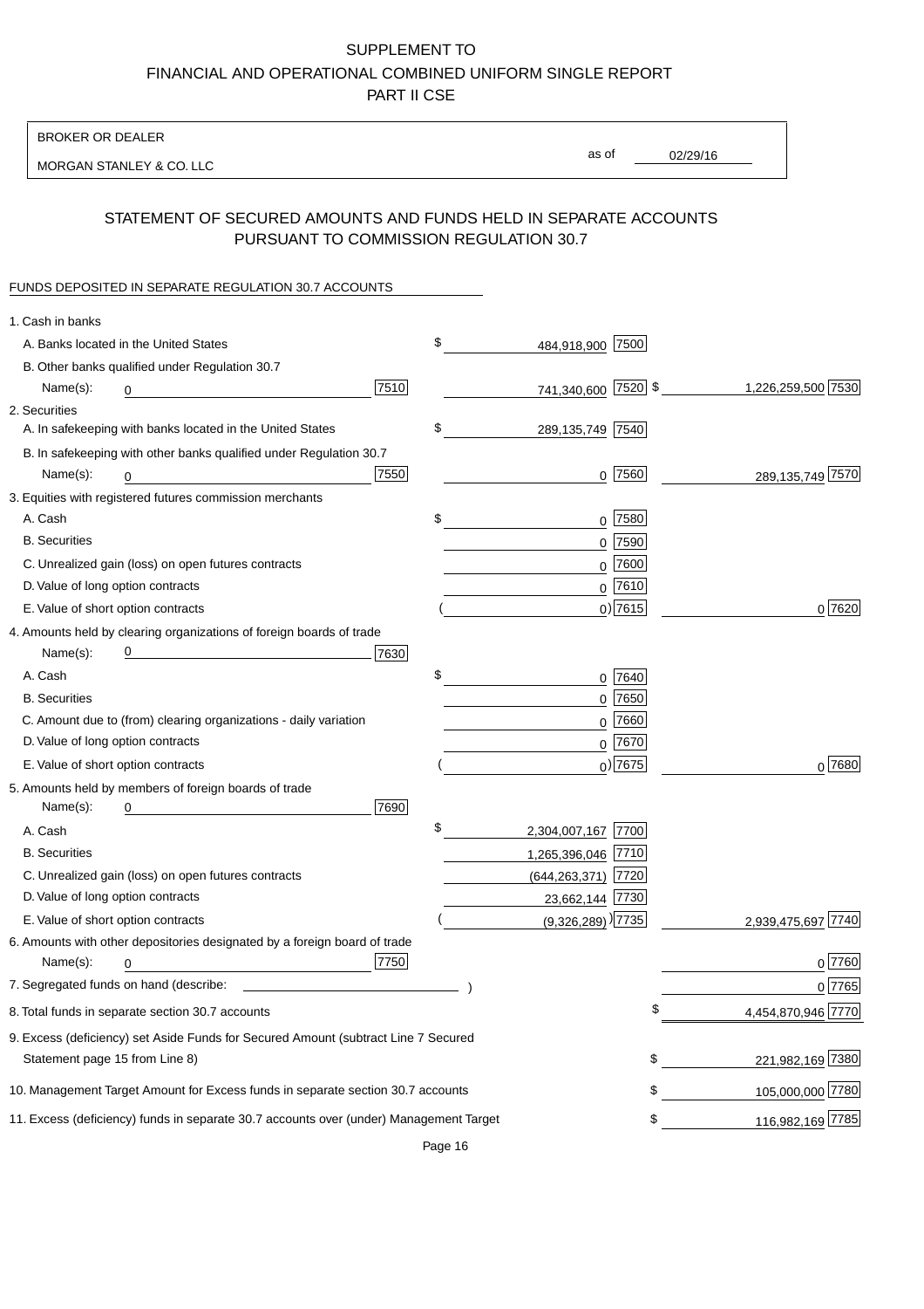# SUPPLEMENT TO
# FINANCIAL AND OPERATIONAL COMBINED UNIFORM SINGLE REPORT
# PART II CSE

BROKER OR DEALER

MORGAN STANLEY & CO. LLC

as of 02/29/16

## STATEMENT OF SECURED AMOUNTS AND FUNDS HELD IN SEPARATE ACCOUNTS PURSUANT TO COMMISSION REGULATION 30.7

FUNDS DEPOSITED IN SEPARATE REGULATION 30.7 ACCOUNTS

| | | | |
|---|---|---|---|
| 1. Cash in banks | | | |
| A. Banks located in the United States | | $ 484,918,900 [7500] | |
| B. Other banks qualified under Regulation 30.7 | | | |
| Name(s): 0 | [7510] | 741,340,600 [7520] | $ 1,226,259,500 [7530] |
| 2. Securities | | | |
| A. In safekeeping with banks located in the United States | | $ 289,135,749 [7540] | |
| B. In safekeeping with other banks qualified under Regulation 30.7 | | | |
| Name(s): 0 | [7550] | 0 [7560] | 289,135,749 [7570] |
| 3. Equities with registered futures commission merchants | | | |
| A. Cash | | $ 0 [7580] | |
| B. Securities | | 0 [7590] | |
| C. Unrealized gain (loss) on open futures contracts | | 0 [7600] | |
| D. Value of long option contracts | | 0 [7610] | |
| E. Value of short option contracts | | ( 0) [7615] | 0 [7620] |
| 4. Amounts held by clearing organizations of foreign boards of trade | | | |
| Name(s): 0 | [7630] | | |
| A. Cash | | $ 0 [7640] | |
| B. Securities | | 0 [7650] | |
| C. Amount due to (from) clearing organizations - daily variation | | 0 [7660] | |
| D. Value of long option contracts | | 0 [7670] | |
| E. Value of short option contracts | | ( 0) [7675] | 0 [7680] |
| 5. Amounts held by members of foreign boards of trade | | | |
| Name(s): 0 | [7690] | | |
| A. Cash | | $ 2,304,007,167 [7700] | |
| B. Securities | | 1,265,396,046 [7710] | |
| C. Unrealized gain (loss) on open futures contracts | | (644,263,371) [7720] | |
| D. Value of long option contracts | | 23,662,144 [7730] | |
| E. Value of short option contracts | | ( (9,326,289)) [7735] | 2,939,475,697 [7740] |
| 6. Amounts with other depositories designated by a foreign board of trade | | | |
| Name(s): 0 | [7750] | | 0 [7760] |
| 7. Segregated funds on hand (describe: ) | | | 0 [7765] |
| 8. Total funds in separate section 30.7 accounts | | | $ 4,454,870,946 [7770] |
| 9. Excess (deficiency) set Aside Funds for Secured Amount (subtract Line 7 Secured Statement page 15 from Line 8) | | | $ 221,982,169 [7380] |
| 10. Management Target Amount for Excess funds in separate section 30.7 accounts | | | $ 105,000,000 [7780] |
| 11. Excess (deficiency) funds in separate 30.7 accounts over (under) Management Target | | | $ 116,982,169 [7785] |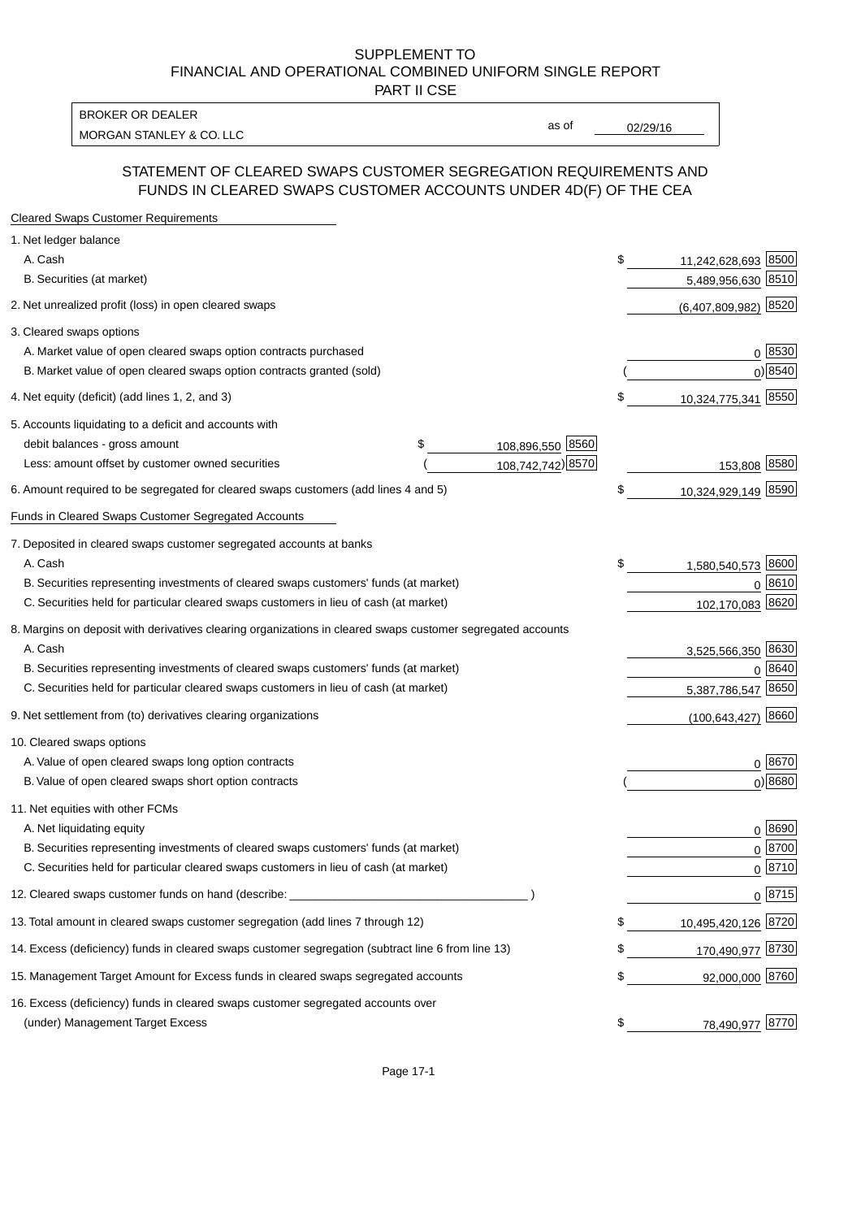SUPPLEMENT TO
FINANCIAL AND OPERATIONAL COMBINED UNIFORM SINGLE REPORT
PART II CSE

| BROKER OR DEALER | | |
|---|---|---|
| MORGAN STANLEY & CO. LLC | as of | 02/29/16 |

## STATEMENT OF CLEARED SWAPS CUSTOMER SEGREGATION REQUIREMENTS AND FUNDS IN CLEARED SWAPS CUSTOMER ACCOUNTS UNDER 4D(F) OF THE CEA

| | | | | |
|---|---|---|---|---|
| **Cleared Swaps Customer Requirements** | | | | |
| 1. Net ledger balance | | | | |
| A. Cash | | | $ 11,242,628,693 | 8500 |
| B. Securities (at market) | | | 5,489,956,630 | 8510 |
| 2. Net unrealized profit (loss) in open cleared swaps | | | (6,407,809,982) | 8520 |
| 3. Cleared swaps options | | | | |
| A. Market value of open cleared swaps option contracts purchased | | | 0 | 8530 |
| B. Market value of open cleared swaps option contracts granted (sold) | | | ( 0) | 8540 |
| 4. Net equity (deficit) (add lines 1, 2, and 3) | | | $ 10,324,775,341 | 8550 |
| 5. Accounts liquidating to a deficit and accounts with | | | | |
| debit balances - gross amount | $ 108,896,550 | 8560 | | |
| Less: amount offset by customer owned securities | ( 108,742,742) | 8570 | 153,808 | 8580 |
| 6. Amount required to be segregated for cleared swaps customers (add lines 4 and 5) | | | $ 10,324,929,149 | 8590 |
| **Funds in Cleared Swaps Customer Segregated Accounts** | | | | |
| 7. Deposited in cleared swaps customer segregated accounts at banks | | | | |
| A. Cash | | | $ 1,580,540,573 | 8600 |
| B. Securities representing investments of cleared swaps customers' funds (at market) | | | 0 | 8610 |
| C. Securities held for particular cleared swaps customers in lieu of cash (at market) | | | 102,170,083 | 8620 |
| 8. Margins on deposit with derivatives clearing organizations in cleared swaps customer segregated accounts | | | | |
| A. Cash | | | 3,525,566,350 | 8630 |
| B. Securities representing investments of cleared swaps customers' funds (at market) | | | 0 | 8640 |
| C. Securities held for particular cleared swaps customers in lieu of cash (at market) | | | 5,387,786,547 | 8650 |
| 9. Net settlement from (to) derivatives clearing organizations | | | (100,643,427) | 8660 |
| 10. Cleared swaps options | | | | |
| A. Value of open cleared swaps long option contracts | | | 0 | 8670 |
| B. Value of open cleared swaps short option contracts | | | ( 0) | 8680 |
| 11. Net equities with other FCMs | | | | |
| A. Net liquidating equity | | | 0 | 8690 |
| B. Securities representing investments of cleared swaps customers' funds (at market) | | | 0 | 8700 |
| C. Securities held for particular cleared swaps customers in lieu of cash (at market) | | | 0 | 8710 |
| 12. Cleared swaps customer funds on hand (describe: ____________________ ) | | | 0 | 8715 |
| 13. Total amount in cleared swaps customer segregation (add lines 7 through 12) | | | $ 10,495,420,126 | 8720 |
| 14. Excess (deficiency) funds in cleared swaps customer segregation (subtract line 6 from line 13) | | | $ 170,490,977 | 8730 |
| 15. Management Target Amount for Excess funds in cleared swaps segregated accounts | | | $ 92,000,000 | 8760 |
| 16. Excess (deficiency) funds in cleared swaps customer segregated accounts over (under) Management Target Excess | | | $ 78,490,977 | 8770 |